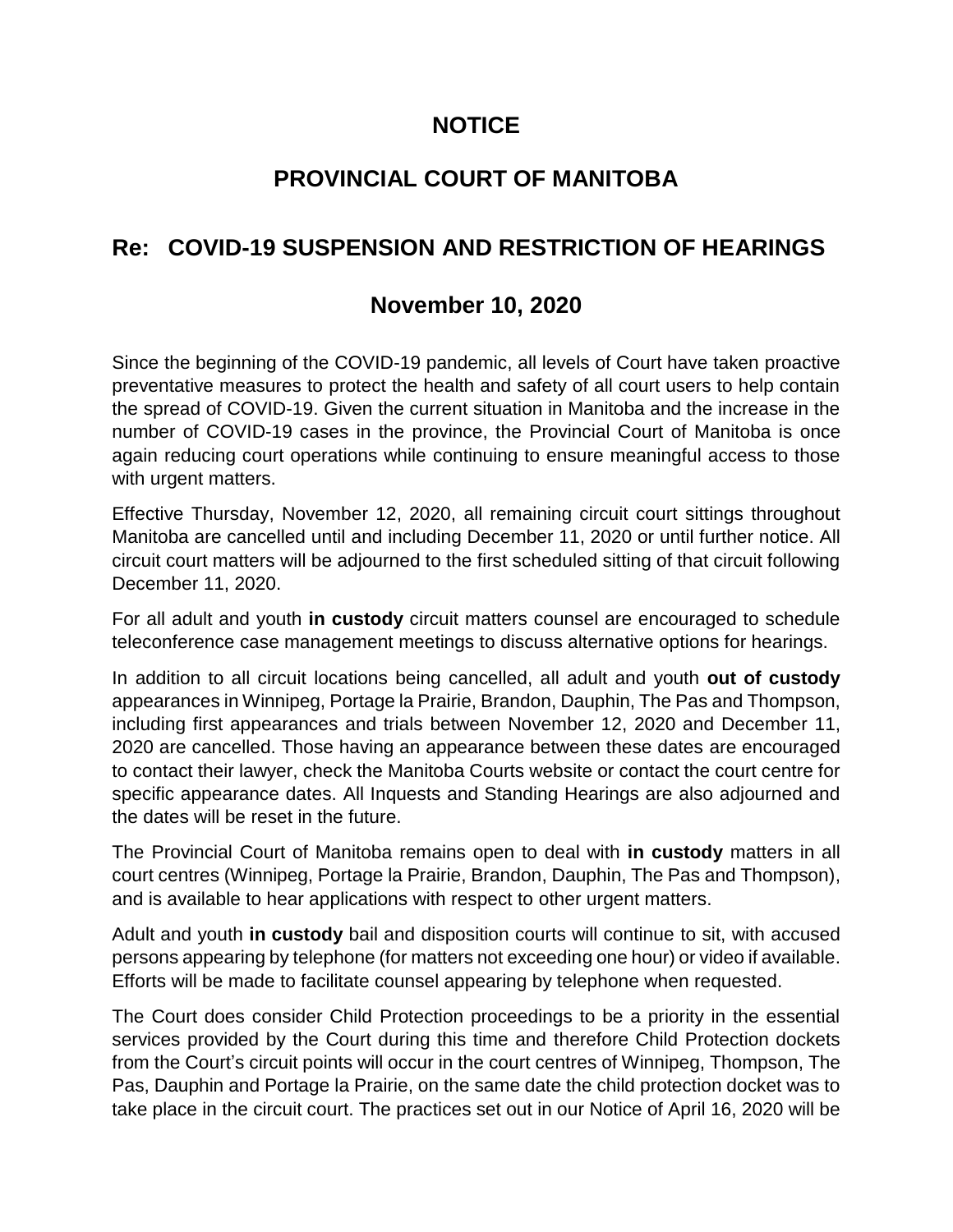# NOTICE

# PROVINCIAL COURT OF MANITOBA

## Re: COVID-19 SUSPENSION AND RESTRICTION OF HEARINGS

## November 10, 2020

Since the beginning of the COVID-19 pandemic, all levels of Court have taken proactive preventative measures to protect the health and safety of all court users to help contain the spread of COVID-19. Given the current situation in Manitoba and the increase in the number of COVID-19 cases in the province, the Provincial Court of Manitoba is once again reducing court operations while continuing to ensure meaningful access to those with urgent matters.

Effective Thursday, November 12, 2020, all remaining circuit court sittings throughout Manitoba are cancelled until and including December 11, 2020 or until further notice. All circuit court matters will be adjourned to the first scheduled sitting of that circuit following December 11, 2020.

For all adult and youth **in custody** circuit matters counsel are encouraged to schedule teleconference case management meetings to discuss alternative options for hearings.

In addition to all circuit locations being cancelled, all adult and youth **out of custody** appearances in Winnipeg, Portage la Prairie, Brandon, Dauphin, The Pas and Thompson, including first appearances and trials between November 12, 2020 and December 11, 2020 are cancelled. Those having an appearance between these dates are encouraged to contact their lawyer, check the Manitoba Courts website or contact the court centre for specific appearance dates. All Inquests and Standing Hearings are also adjourned and the dates will be reset in the future.

The Provincial Court of Manitoba remains open to deal with **in custody** matters in all court centres (Winnipeg, Portage la Prairie, Brandon, Dauphin, The Pas and Thompson), and is available to hear applications with respect to other urgent matters.

Adult and youth **in custody** bail and disposition courts will continue to sit, with accused persons appearing by telephone (for matters not exceeding one hour) or video if available. Efforts will be made to facilitate counsel appearing by telephone when requested.

The Court does consider Child Protection proceedings to be a priority in the essential services provided by the Court during this time and therefore Child Protection dockets from the Court's circuit points will occur in the court centres of Winnipeg, Thompson, The Pas, Dauphin and Portage la Prairie, on the same date the child protection docket was to take place in the circuit court. The practices set out in our Notice of April 16, 2020 will be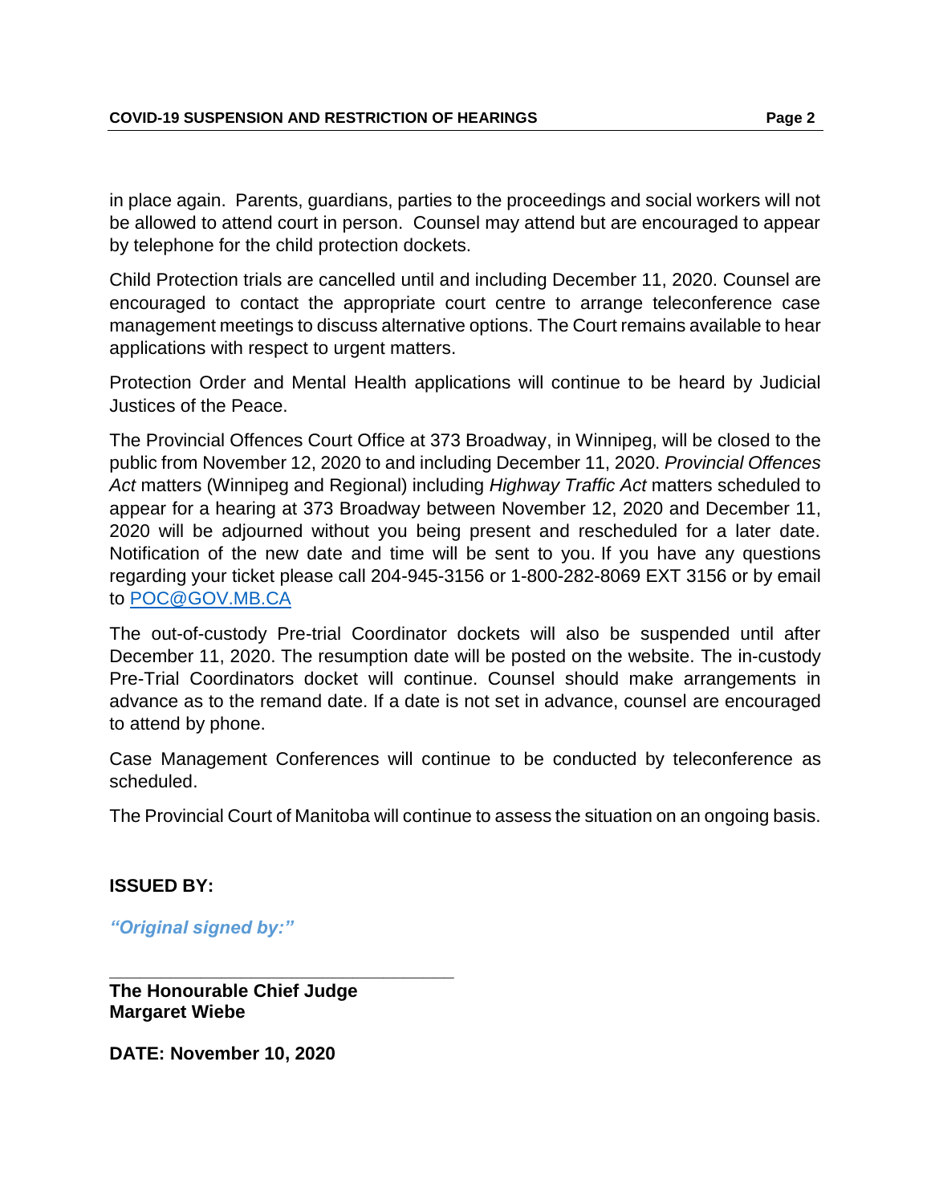in place again. Parents, guardians, parties to the proceedings and social workers will not be allowed to attend court in person. Counsel may attend but are encouraged to appear by telephone for the child protection dockets.

Child Protection trials are cancelled until and including December 11, 2020. Counsel are encouraged to contact the appropriate court centre to arrange teleconference case management meetings to discuss alternative options. The Court remains available to hear applications with respect to urgent matters.

Protection Order and Mental Health applications will continue to be heard by Judicial Justices of the Peace.

The Provincial Offences Court Office at 373 Broadway, in Winnipeg, will be closed to the public from November 12, 2020 to and including December 11, 2020. *Provincial Offences Act* matters (Winnipeg and Regional) including *Highway Traffic Act* matters scheduled to appear for a hearing at 373 Broadway between November 12, 2020 and December 11, 2020 will be adjourned without you being present and rescheduled for a later date. Notification of the new date and time will be sent to you. If you have any questions regarding your ticket please call 204-945-3156 or 1-800-282-8069 EXT 3156 or by email to POC@GOV.MB.CA

The out-of-custody Pre-trial Coordinator dockets will also be suspended until after December 11, 2020. The resumption date will be posted on the website. The in-custody Pre-Trial Coordinators docket will continue. Counsel should make arrangements in advance as to the remand date. If a date is not set in advance, counsel are encouraged to attend by phone.

Case Management Conferences will continue to be conducted by teleconference as scheduled.

The Provincial Court of Manitoba will continue to assess the situation on an ongoing basis.

**ISSUED BY:**

*"Original signed by:"*

**The Honourable Chief Judge**
**Margaret Wiebe**

**DATE: November 10, 2020**